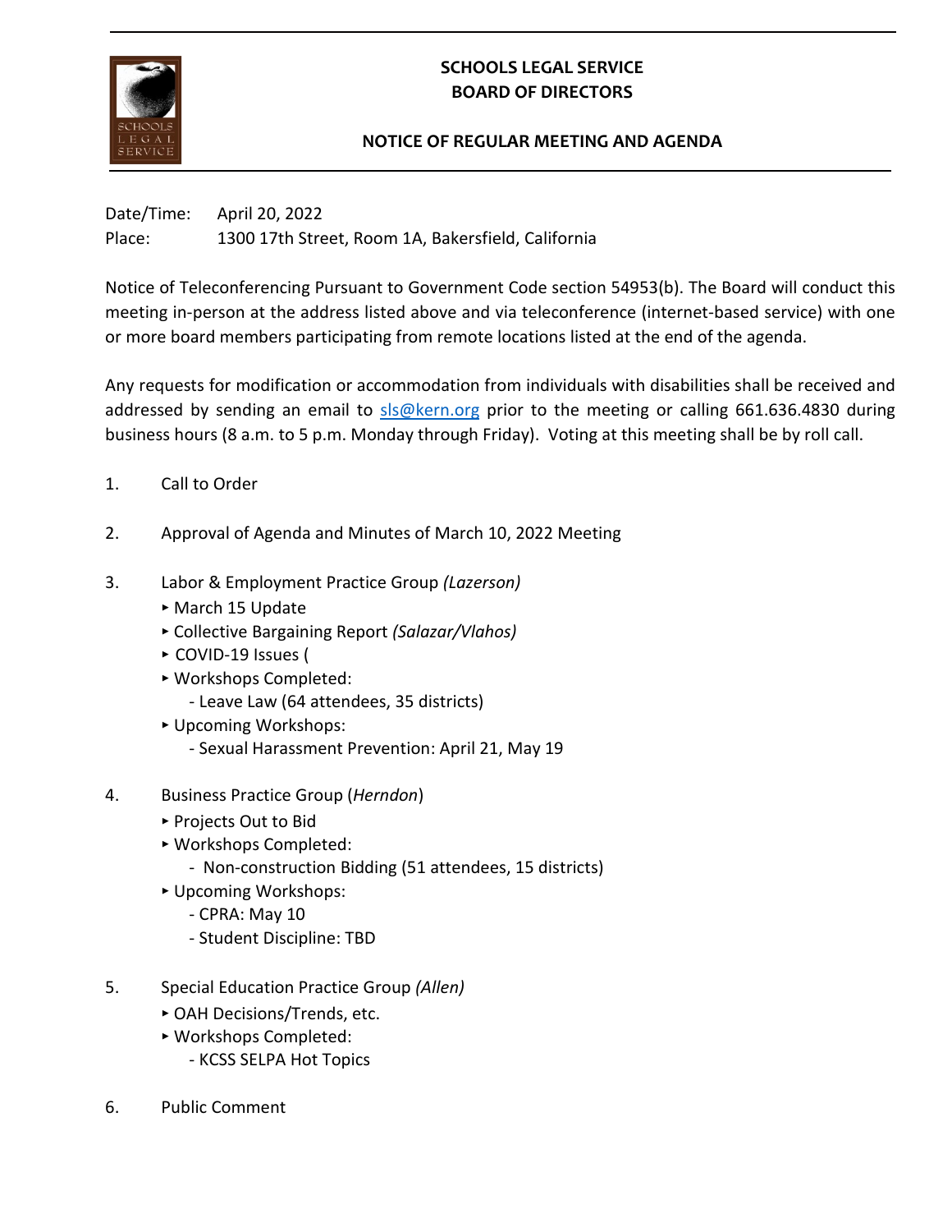# SCHOOLS LEGAL SERVICE
# BOARD OF DIRECTORS

## NOTICE OF REGULAR MEETING AND AGENDA

Date/Time: April 20, 2022
Place: 1300 17th Street, Room 1A, Bakersfield, California

Notice of Teleconferencing Pursuant to Government Code section 54953(b). The Board will conduct this meeting in-person at the address listed above and via teleconference (internet-based service) with one or more board members participating from remote locations listed at the end of the agenda.

Any requests for modification or accommodation from individuals with disabilities shall be received and addressed by sending an email to sls@kern.org prior to the meeting or calling 661.636.4830 during business hours (8 a.m. to 5 p.m. Monday through Friday). Voting at this meeting shall be by roll call.

1. Call to Order

2. Approval of Agenda and Minutes of March 10, 2022 Meeting

3. Labor & Employment Practice Group *(Lazerson)*
   - March 15 Update
   - Collective Bargaining Report *(Salazar/Vlahos)*
   - COVID-19 Issues (
   - Workshops Completed:
     - Leave Law (64 attendees, 35 districts)
   - Upcoming Workshops:
     - Sexual Harassment Prevention: April 21, May 19

4. Business Practice Group (*Herndon*)
   - Projects Out to Bid
   - Workshops Completed:
     - Non-construction Bidding (51 attendees, 15 districts)
   - Upcoming Workshops:
     - CPRA: May 10
     - Student Discipline: TBD

5. Special Education Practice Group *(Allen)*
   - OAH Decisions/Trends, etc.
   - Workshops Completed:
     - KCSS SELPA Hot Topics

6. Public Comment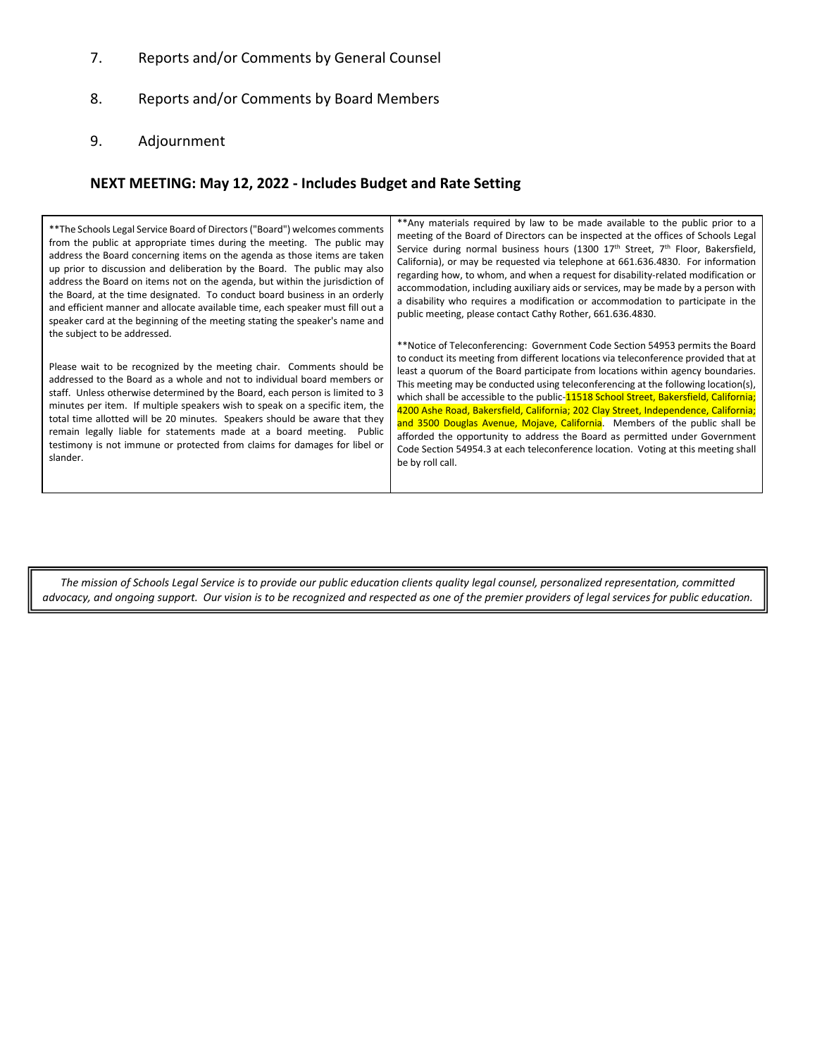7. Reports and/or Comments by General Counsel

8. Reports and/or Comments by Board Members

9. Adjournment

**NEXT MEETING: May 12, 2022 - Includes Budget and Rate Setting**

**The Schools Legal Service Board of Directors ("Board") welcomes comments from the public at appropriate times during the meeting. The public may address the Board concerning items on the agenda as those items are taken up prior to discussion and deliberation by the Board. The public may also address the Board on items not on the agenda, but within the jurisdiction of the Board, at the time designated. To conduct board business in an orderly and efficient manner and allocate available time, each speaker must fill out a speaker card at the beginning of the meeting stating the speaker's name and the subject to be addressed.

Please wait to be recognized by the meeting chair. Comments should be addressed to the Board as a whole and not to individual board members or staff. Unless otherwise determined by the Board, each person is limited to 3 minutes per item. If multiple speakers wish to speak on a specific item, the total time allotted will be 20 minutes. Speakers should be aware that they remain legally liable for statements made at a board meeting. Public testimony is not immune or protected from claims for damages for libel or slander.

**Any materials required by law to be made available to the public prior to a meeting of the Board of Directors can be inspected at the offices of Schools Legal Service during normal business hours (1300 17th Street, 7th Floor, Bakersfield, California), or may be requested via telephone at 661.636.4830. For information regarding how, to whom, and when a request for disability-related modification or accommodation, including auxiliary aids or services, may be made by a person with a disability who requires a modification or accommodation to participate in the public meeting, please contact Cathy Rother, 661.636.4830.

**Notice of Teleconferencing: Government Code Section 54953 permits the Board to conduct its meeting from different locations via teleconference provided that at least a quorum of the Board participate from locations within agency boundaries. This meeting may be conducted using teleconferencing at the following location(s), which shall be accessible to the public-11518 School Street, Bakersfield, California; 4200 Ashe Road, Bakersfield, California; 202 Clay Street, Independence, California; and 3500 Douglas Avenue, Mojave, California. Members of the public shall be afforded the opportunity to address the Board as permitted under Government Code Section 54954.3 at each teleconference location. Voting at this meeting shall be by roll call.

*The mission of Schools Legal Service is to provide our public education clients quality legal counsel, personalized representation, committed advocacy, and ongoing support. Our vision is to be recognized and respected as one of the premier providers of legal services for public education.*